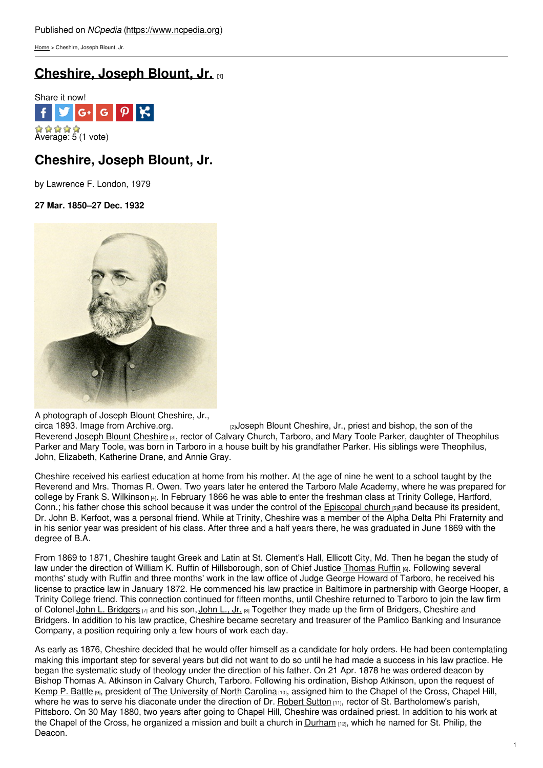Published on *NCpedia* (https://www.ncpedia.org)

Home > Cheshire, Joseph Blount, Jr.

# Cheshire, Joseph Blount, Jr. [1]

Share it now!

Average: 5 (1 vote)

## Cheshire, Joseph Blount, Jr.

by Lawrence F. London, 1979

**27 Mar. 1850–27 Dec. 1932**

A photograph of Joseph Blount Cheshire, Jr., circa 1893. Image from Archive.org. [2]

Joseph Blount Cheshire, Jr., priest and bishop, the son of the Reverend Joseph Blount Cheshire [3], rector of Calvary Church, Tarboro, and Mary Toole Parker, daughter of Theophilus Parker and Mary Toole, was born in Tarboro in a house built by his grandfather Parker. His siblings were Theophilus, John, Elizabeth, Katherine Drane, and Annie Gray.

Cheshire received his earliest education at home from his mother. At the age of nine he went to a school taught by the Reverend and Mrs. Thomas R. Owen. Two years later he entered the Tarboro Male Academy, where he was prepared for college by Frank S. Wilkinson [4]. In February 1866 he was able to enter the freshman class at Trinity College, Hartford, Conn.; his father chose this school because it was under the control of the Episcopal church [5] and because its president, Dr. John B. Kerfoot, was a personal friend. While at Trinity, Cheshire was a member of the Alpha Delta Phi Fraternity and in his senior year was president of his class. After three and a half years there, he was graduated in June 1869 with the degree of B.A.

From 1869 to 1871, Cheshire taught Greek and Latin at St. Clement's Hall, Ellicott City, Md. Then he began the study of law under the direction of William K. Ruffin of Hillsborough, son of Chief Justice Thomas Ruffin [6]. Following several months' study with Ruffin and three months' work in the law office of Judge George Howard of Tarboro, he received his license to practice law in January 1872. He commenced his law practice in Baltimore in partnership with George Hooper, a Trinity College friend. This connection continued for fifteen months, until Cheshire returned to Tarboro to join the law firm of Colonel John L. Bridgers [7] and his son, John L., Jr. [8] Together they made up the firm of Bridgers, Cheshire and Bridgers. In addition to his law practice, Cheshire became secretary and treasurer of the Pamlico Banking and Insurance Company, a position requiring only a few hours of work each day.

As early as 1876, Cheshire decided that he would offer himself as a candidate for holy orders. He had been contemplating making this important step for several years but did not want to do so until he had made a success in his law practice. He began the systematic study of theology under the direction of his father. On 21 Apr. 1878 he was ordered deacon by Bishop Thomas A. Atkinson in Calvary Church, Tarboro. Following his ordination, Bishop Atkinson, upon the request of Kemp P. Battle [9], president of The University of North Carolina [10], assigned him to the Chapel of the Cross, Chapel Hill, where he was to serve his diaconate under the direction of Dr. Robert Sutton [11], rector of St. Bartholomew's parish, Pittsboro. On 30 May 1880, two years after going to Chapel Hill, Cheshire was ordained priest. In addition to his work at the Chapel of the Cross, he organized a mission and built a church in Durham [12], which he named for St. Philip, the Deacon.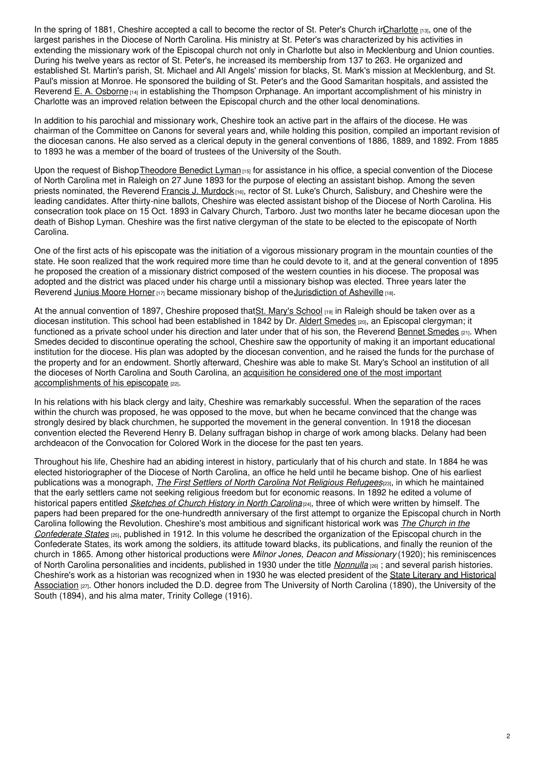In the spring of 1881, Cheshire accepted a call to become the rector of St. Peter's Church in Charlotte [13], one of the largest parishes in the Diocese of North Carolina. His ministry at St. Peter's was characterized by his activities in extending the missionary work of the Episcopal church not only in Charlotte but also in Mecklenburg and Union counties. During his twelve years as rector of St. Peter's, he increased its membership from 137 to 263. He organized and established St. Martin's parish, St. Michael and All Angels' mission for blacks, St. Mark's mission at Mecklenburg, and St. Paul's mission at Monroe. He sponsored the building of St. Peter's and the Good Samaritan hospitals, and assisted the Reverend E. A. Osborne [14] in establishing the Thompson Orphanage. An important accomplishment of his ministry in Charlotte was an improved relation between the Episcopal church and the other local denominations.

In addition to his parochial and missionary work, Cheshire took an active part in the affairs of the diocese. He was chairman of the Committee on Canons for several years and, while holding this position, compiled an important revision of the diocesan canons. He also served as a clerical deputy in the general conventions of 1886, 1889, and 1892. From 1885 to 1893 he was a member of the board of trustees of the University of the South.

Upon the request of Bishop Theodore Benedict Lyman [15] for assistance in his office, a special convention of the Diocese of North Carolina met in Raleigh on 27 June 1893 for the purpose of electing an assistant bishop. Among the seven priests nominated, the Reverend Francis J. Murdock [16], rector of St. Luke's Church, Salisbury, and Cheshire were the leading candidates. After thirty-nine ballots, Cheshire was elected assistant bishop of the Diocese of North Carolina. His consecration took place on 15 Oct. 1893 in Calvary Church, Tarboro. Just two months later he became diocesan upon the death of Bishop Lyman. Cheshire was the first native clergyman of the state to be elected to the episcopate of North Carolina.

One of the first acts of his episcopate was the initiation of a vigorous missionary program in the mountain counties of the state. He soon realized that the work required more time than he could devote to it, and at the general convention of 1895 he proposed the creation of a missionary district composed of the western counties in his diocese. The proposal was adopted and the district was placed under his charge until a missionary bishop was elected. Three years later the Reverend Junius Moore Horner [17] became missionary bishop of the Jurisdiction of Asheville [18].

At the annual convention of 1897, Cheshire proposed that St. Mary's School [19] in Raleigh should be taken over as a diocesan institution. This school had been established in 1842 by Dr. Aldert Smedes [20], an Episcopal clergyman; it functioned as a private school under his direction and later under that of his son, the Reverend Bennet Smedes [21]. When Smedes decided to discontinue operating the school, Cheshire saw the opportunity of making it an important educational institution for the diocese. His plan was adopted by the diocesan convention, and he raised the funds for the purchase of the property and for an endowment. Shortly afterward, Cheshire was able to make St. Mary's School an institution of all the dioceses of North Carolina and South Carolina, an acquisition he considered one of the most important accomplishments of his episcopate [22].

In his relations with his black clergy and laity, Cheshire was remarkably successful. When the separation of the races within the church was proposed, he was opposed to the move, but when he became convinced that the change was strongly desired by black churchmen, he supported the movement in the general convention. In 1918 the diocesan convention elected the Reverend Henry B. Delany suffragan bishop in charge of work among blacks. Delany had been archdeacon of the Convocation for Colored Work in the diocese for the past ten years.

Throughout his life, Cheshire had an abiding interest in history, particularly that of his church and state. In 1884 he was elected historiographer of the Diocese of North Carolina, an office he held until he became bishop. One of his earliest publications was a monograph, *The First Settlers of North Carolina Not Religious Refugees* [23], in which he maintained that the early settlers came not seeking religious freedom but for economic reasons. In 1892 he edited a volume of historical papers entitled *Sketches of Church History in North Carolina* [24], three of which were written by himself. The papers had been prepared for the one-hundredth anniversary of the first attempt to organize the Episcopal church in North Carolina following the Revolution. Cheshire's most ambitious and significant historical work was *The Church in the Confederate States* [25], published in 1912. In this volume he described the organization of the Episcopal church in the Confederate States, its work among the soldiers, its attitude toward blacks, its publications, and finally the reunion of the church in 1865. Among other historical productions were *Milnor Jones, Deacon and Missionary* (1920); his reminiscences of North Carolina personalities and incidents, published in 1930 under the title *Nonnulla* [26] ; and several parish histories. Cheshire's work as a historian was recognized when in 1930 he was elected president of the State Literary and Historical Association [27]. Other honors included the D.D. degree from The University of North Carolina (1890), the University of the South (1894), and his alma mater, Trinity College (1916).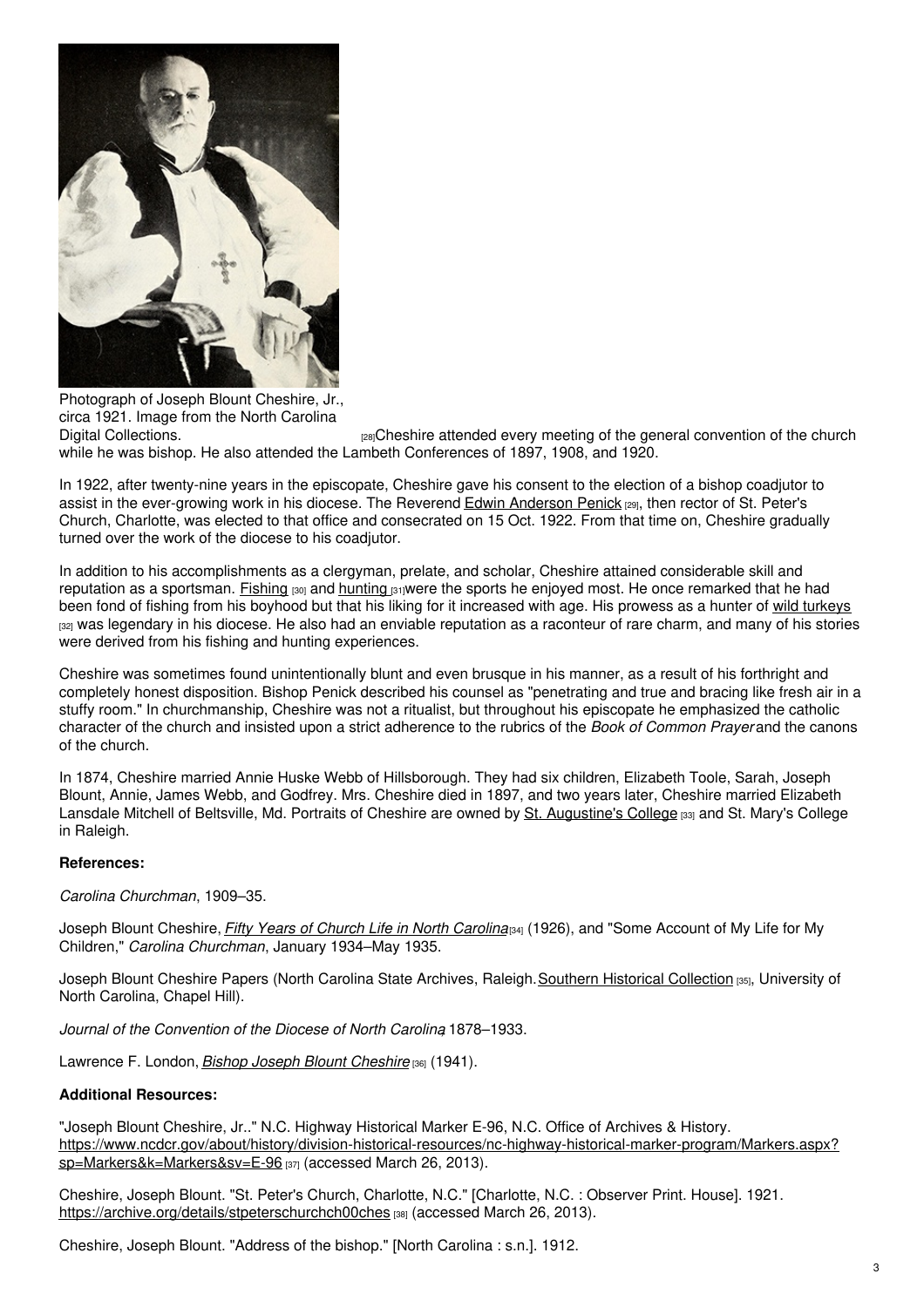Photograph of Joseph Blount Cheshire, Jr., circa 1921. Image from the North Carolina Digital Collections. [28]

Cheshire attended every meeting of the general convention of the church while he was bishop. He also attended the Lambeth Conferences of 1897, 1908, and 1920.

In 1922, after twenty-nine years in the episcopate, Cheshire gave his consent to the election of a bishop coadjutor to assist in the ever-growing work in his diocese. The Reverend Edwin Anderson Penick [29], then rector of St. Peter's Church, Charlotte, was elected to that office and consecrated on 15 Oct. 1922. From that time on, Cheshire gradually turned over the work of the diocese to his coadjutor.

In addition to his accomplishments as a clergyman, prelate, and scholar, Cheshire attained considerable skill and reputation as a sportsman. Fishing [30] and hunting [31] were the sports he enjoyed most. He once remarked that he had been fond of fishing from his boyhood but that his liking for it increased with age. His prowess as a hunter of wild turkeys [32] was legendary in his diocese. He also had an enviable reputation as a raconteur of rare charm, and many of his stories were derived from his fishing and hunting experiences.

Cheshire was sometimes found unintentionally blunt and even brusque in his manner, as a result of his forthright and completely honest disposition. Bishop Penick described his counsel as "penetrating and true and bracing like fresh air in a stuffy room." In churchmanship, Cheshire was not a ritualist, but throughout his episcopate he emphasized the catholic character of the church and insisted upon a strict adherence to the rubrics of the *Book of Common Prayer* and the canons of the church.

In 1874, Cheshire married Annie Huske Webb of Hillsborough. They had six children, Elizabeth Toole, Sarah, Joseph Blount, Annie, James Webb, and Godfrey. Mrs. Cheshire died in 1897, and two years later, Cheshire married Elizabeth Lansdale Mitchell of Beltsville, Md. Portraits of Cheshire are owned by St. Augustine's College [33] and St. Mary's College in Raleigh.

**References:**

*Carolina Churchman*, 1909–35.

Joseph Blount Cheshire, *Fifty Years of Church Life in North Carolina* [34] (1926), and "Some Account of My Life for My Children," *Carolina Churchman*, January 1934–May 1935.

Joseph Blount Cheshire Papers (North Carolina State Archives, Raleigh. Southern Historical Collection [35], University of North Carolina, Chapel Hill).

*Journal of the Convention of the Diocese of North Carolina*, 1878–1933.

Lawrence F. London, *Bishop Joseph Blount Cheshire* [36] (1941).

**Additional Resources:**

"Joseph Blount Cheshire, Jr.." N.C. Highway Historical Marker E-96, N.C. Office of Archives & History. https://www.ncdcr.gov/about/history/division-historical-resources/nc-highway-historical-marker-program/Markers.aspx?sp=Markers&k=Markers&sv=E-96 [37] (accessed March 26, 2013).

Cheshire, Joseph Blount. "St. Peter's Church, Charlotte, N.C." [Charlotte, N.C. : Observer Print. House]. 1921. https://archive.org/details/stpeterschurchch00ches [38] (accessed March 26, 2013).

Cheshire, Joseph Blount. "Address of the bishop." [North Carolina : s.n.]. 1912.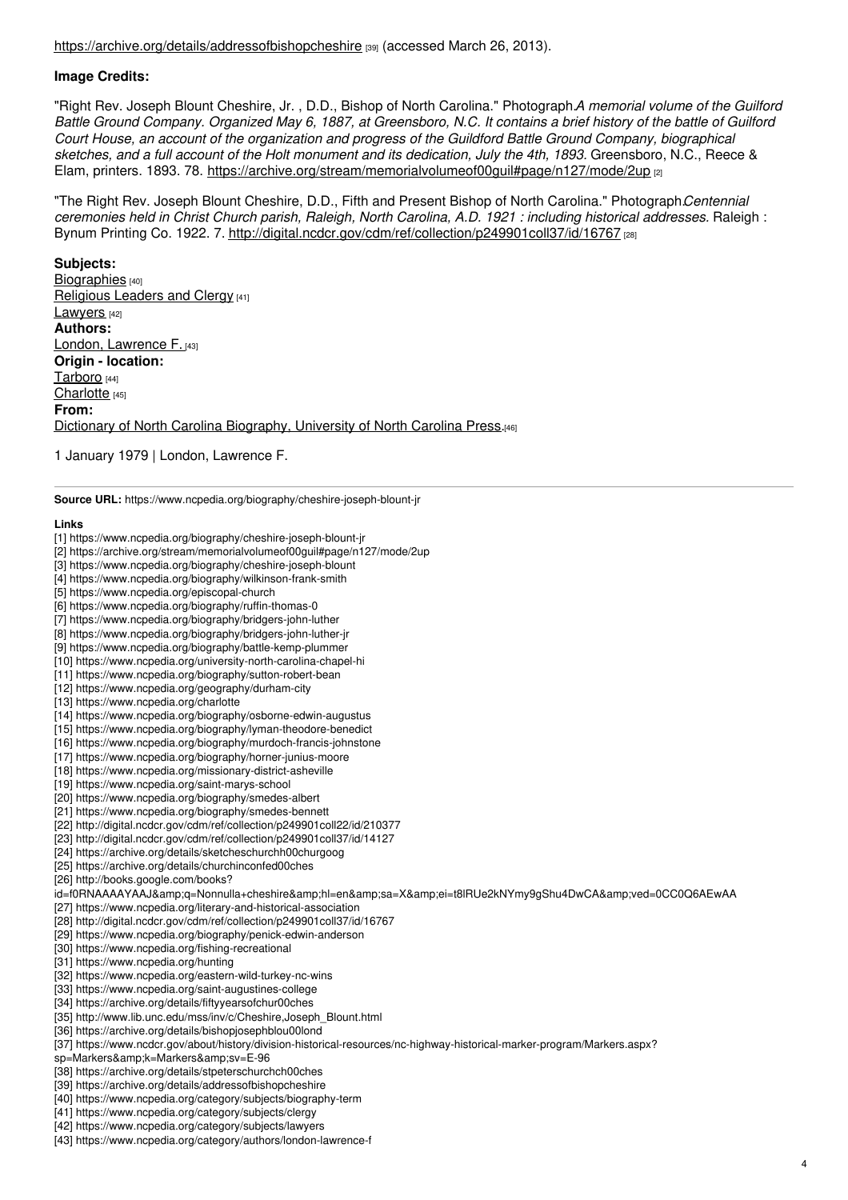https://archive.org/details/addressofbishopcheshire [39] (accessed March 26, 2013).

**Image Credits:**

"Right Rev. Joseph Blount Cheshire, Jr. , D.D., Bishop of North Carolina." Photograph.*A memorial volume of the Guilford Battle Ground Company. Organized May 6, 1887, at Greensboro, N.C. It contains a brief history of the battle of Guilford Court House, an account of the organization and progress of the Guildford Battle Ground Company, biographical sketches, and a full account of the Holt monument and its dedication, July the 4th, 1893.* Greensboro, N.C., Reece & Elam, printers. 1893. 78. https://archive.org/stream/memorialvolumeof00guil#page/n127/mode/2up [2]

"The Right Rev. Joseph Blount Cheshire, D.D., Fifth and Present Bishop of North Carolina." Photograph.*Centennial ceremonies held in Christ Church parish, Raleigh, North Carolina, A.D. 1921 : including historical addresses.* Raleigh : Bynum Printing Co. 1922. 7. http://digital.ncdcr.gov/cdm/ref/collection/p249901coll37/id/16767 [28]

**Subjects:**
Biographies [40]
Religious Leaders and Clergy [41]
Lawyers [42]
**Authors:**
London, Lawrence F. [43]
**Origin - location:**
Tarboro [44]
Charlotte [45]
**From:**
Dictionary of North Carolina Biography, University of North Carolina Press.[46]

1 January 1979 | London, Lawrence F.

---

**Source URL:** https://www.ncpedia.org/biography/cheshire-joseph-blount-jr

**Links**
[1] https://www.ncpedia.org/biography/cheshire-joseph-blount-jr
[2] https://archive.org/stream/memorialvolumeof00guil#page/n127/mode/2up
[3] https://www.ncpedia.org/biography/cheshire-joseph-blount
[4] https://www.ncpedia.org/biography/wilkinson-frank-smith
[5] https://www.ncpedia.org/episcopal-church
[6] https://www.ncpedia.org/biography/ruffin-thomas-0
[7] https://www.ncpedia.org/biography/bridgers-john-luther
[8] https://www.ncpedia.org/biography/bridgers-john-luther-jr
[9] https://www.ncpedia.org/biography/battle-kemp-plummer
[10] https://www.ncpedia.org/university-north-carolina-chapel-hi
[11] https://www.ncpedia.org/biography/sutton-robert-bean
[12] https://www.ncpedia.org/geography/durham-city
[13] https://www.ncpedia.org/charlotte
[14] https://www.ncpedia.org/biography/osborne-edwin-augustus
[15] https://www.ncpedia.org/biography/lyman-theodore-benedict
[16] https://www.ncpedia.org/biography/murdoch-francis-johnstone
[17] https://www.ncpedia.org/biography/horner-junius-moore
[18] https://www.ncpedia.org/missionary-district-asheville
[19] https://www.ncpedia.org/saint-marys-school
[20] https://www.ncpedia.org/biography/smedes-albert
[21] https://www.ncpedia.org/biography/smedes-bennett
[22] http://digital.ncdcr.gov/cdm/ref/collection/p249901coll22/id/210377
[23] http://digital.ncdcr.gov/cdm/ref/collection/p249901coll37/id/14127
[24] https://archive.org/details/sketcheschurchh00churgoog
[25] https://archive.org/details/churchinconfed00ches
[26] http://books.google.com/books?id=f0RNAAAAYAAJ&amp;q=Nonnulla+cheshire&amp;hl=en&amp;sa=X&amp;ei=t8lRUe2kNYmy9gShu4DwCA&amp;ved=0CC0Q6AEwAA
[27] https://www.ncpedia.org/literary-and-historical-association
[28] http://digital.ncdcr.gov/cdm/ref/collection/p249901coll37/id/16767
[29] https://www.ncpedia.org/biography/penick-edwin-anderson
[30] https://www.ncpedia.org/fishing-recreational
[31] https://www.ncpedia.org/hunting
[32] https://www.ncpedia.org/eastern-wild-turkey-nc-wins
[33] https://www.ncpedia.org/saint-augustines-college
[34] https://archive.org/details/fiftyyearsofchur00ches
[35] http://www.lib.unc.edu/mss/inv/c/Cheshire,Joseph_Blount.html
[36] https://archive.org/details/bishopjosephblou00lond
[37] https://www.ncdcr.gov/about/history/division-historical-resources/nc-highway-historical-marker-program/Markers.aspx?sp=Markers&amp;k=Markers&amp;sv=E-96
[38] https://archive.org/details/stpeterschurchch00ches
[39] https://archive.org/details/addressofbishopcheshire
[40] https://www.ncpedia.org/category/subjects/biography-term
[41] https://www.ncpedia.org/category/subjects/clergy
[42] https://www.ncpedia.org/category/subjects/lawyers
[43] https://www.ncpedia.org/category/authors/london-lawrence-f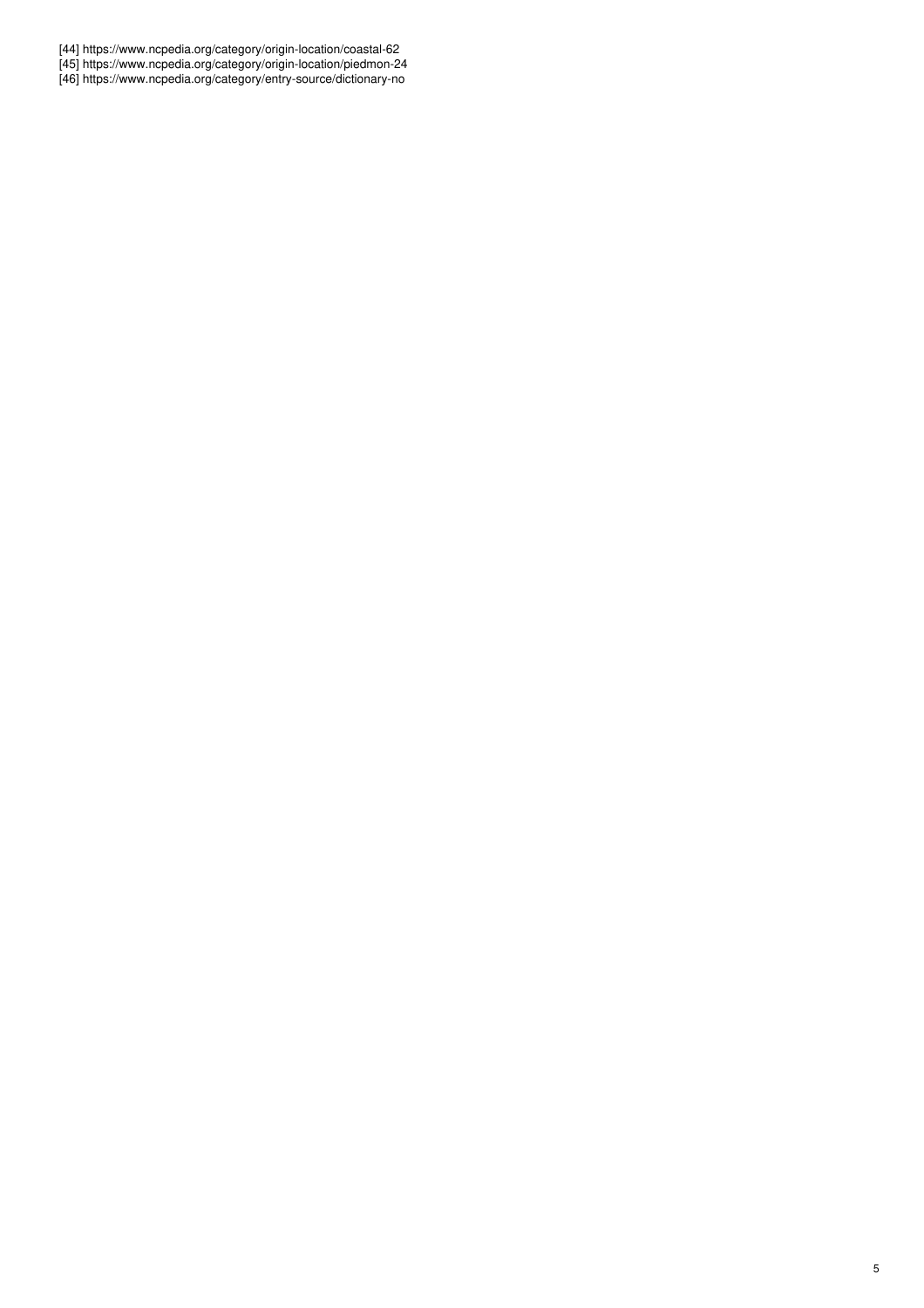[44] https://www.ncpedia.org/category/origin-location/coastal-62
[45] https://www.ncpedia.org/category/origin-location/piedmon-24
[46] https://www.ncpedia.org/category/entry-source/dictionary-no